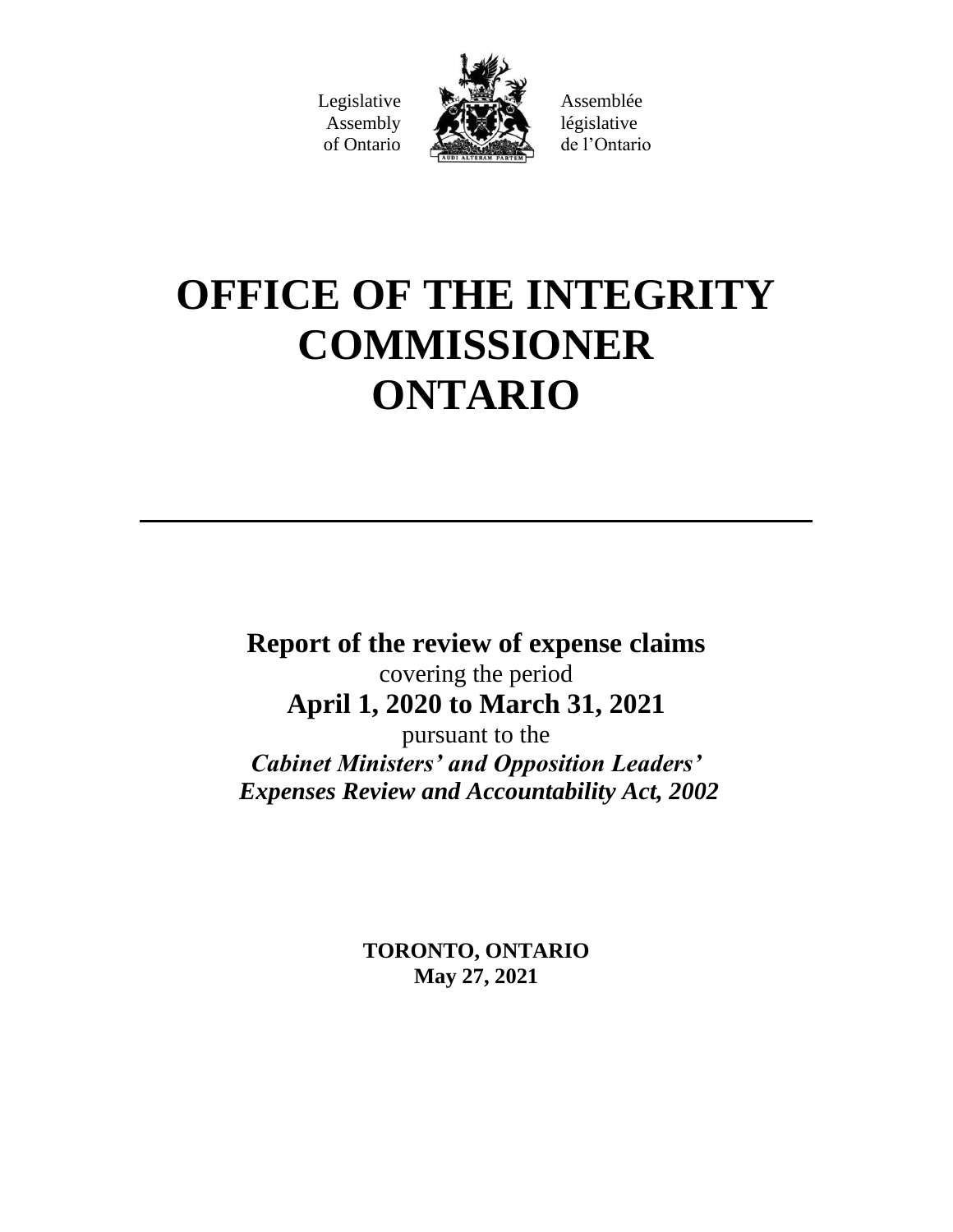Legislative Assembly of Ontario

Assemblée législative de l'Ontario

AUDI ALTERAM PARTEM

# OFFICE OF THE INTEGRITY COMMISSIONER ONTARIO

---

**Report of the review of expense claims**
covering the period
**April 1, 2020 to March 31, 2021**
pursuant to the
***Cabinet Ministers' and Opposition Leaders' Expenses Review and Accountability Act, 2002***

**TORONTO, ONTARIO**
**May 27, 2021**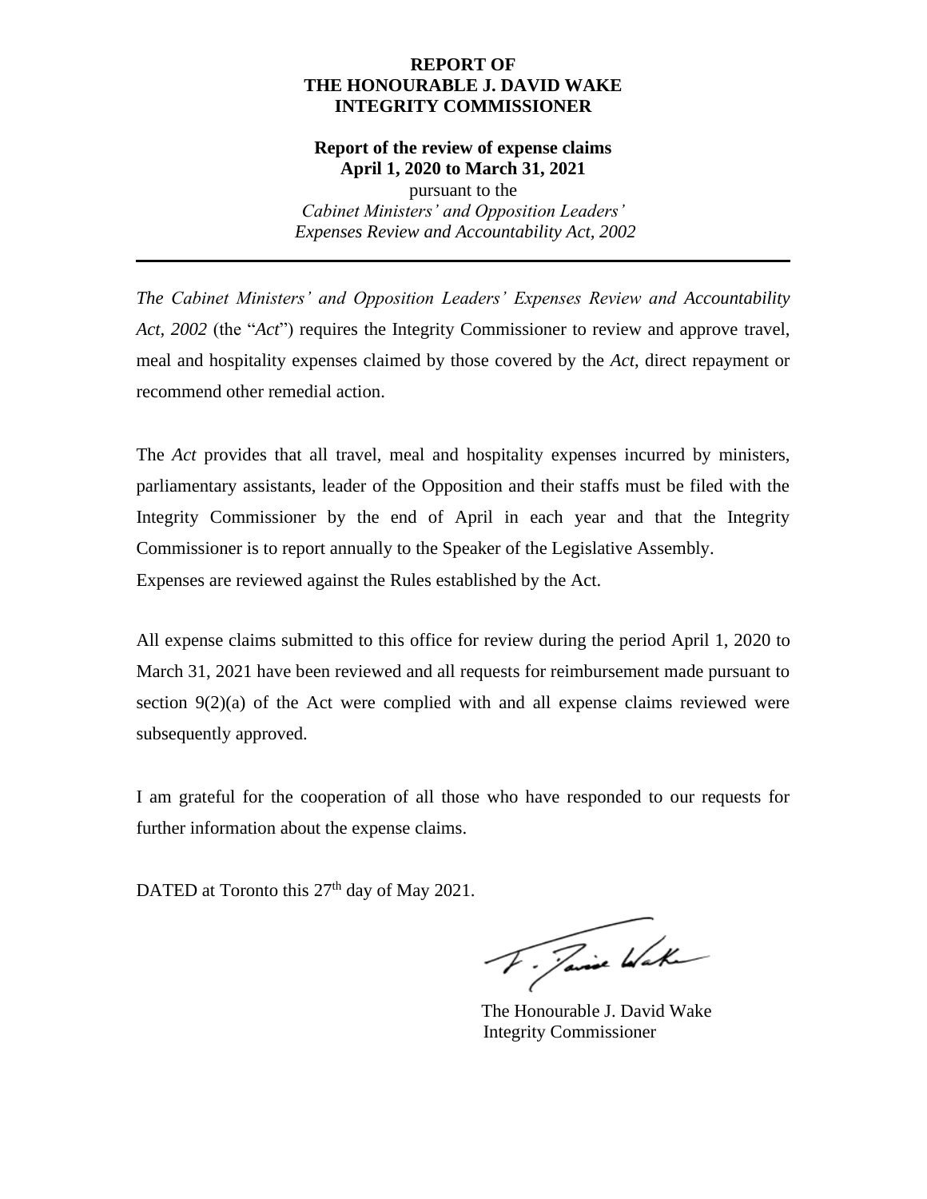**REPORT OF**
**THE HONOURABLE J. DAVID WAKE**
**INTEGRITY COMMISSIONER**

**Report of the review of expense claims**
**April 1, 2020 to March 31, 2021**
pursuant to the
*Cabinet Ministers' and Opposition Leaders' Expenses Review and Accountability Act, 2002*

---

*The Cabinet Ministers' and Opposition Leaders' Expenses Review and Accountability Act, 2002* (the "*Act*") requires the Integrity Commissioner to review and approve travel, meal and hospitality expenses claimed by those covered by the *Act*, direct repayment or recommend other remedial action.

The *Act* provides that all travel, meal and hospitality expenses incurred by ministers, parliamentary assistants, leader of the Opposition and their staffs must be filed with the Integrity Commissioner by the end of April in each year and that the Integrity Commissioner is to report annually to the Speaker of the Legislative Assembly. Expenses are reviewed against the Rules established by the Act.

All expense claims submitted to this office for review during the period April 1, 2020 to March 31, 2021 have been reviewed and all requests for reimbursement made pursuant to section 9(2)(a) of the Act were complied with and all expense claims reviewed were subsequently approved.

I am grateful for the cooperation of all those who have responded to our requests for further information about the expense claims.

DATED at Toronto this 27th day of May 2021.

The Honourable J. David Wake
Integrity Commissioner